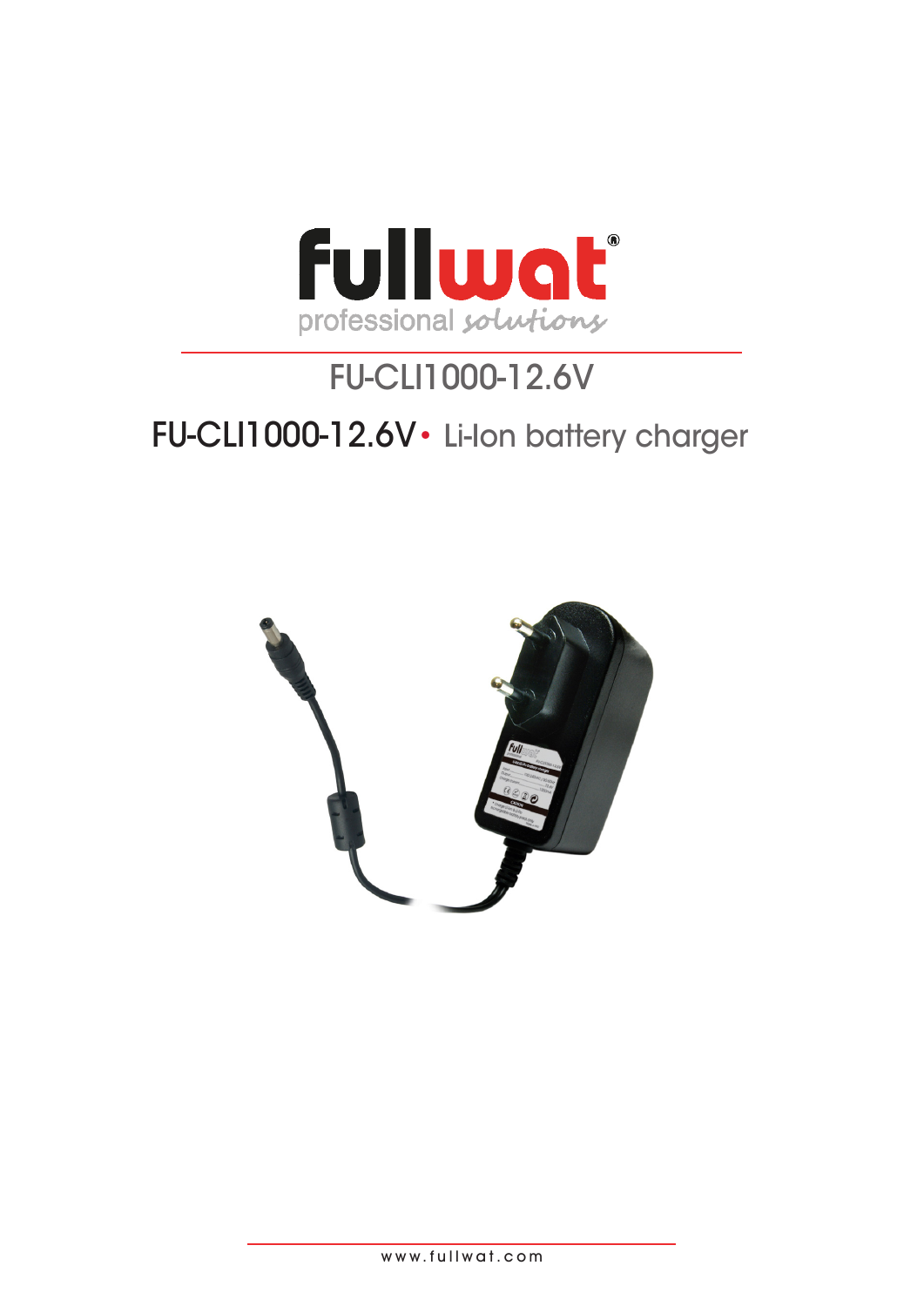fullwat

professional solutions

# FU-CLI1000-12.6V

## FU-CLI1000-12.6V • Li-Ion battery charger

www.fullwat.com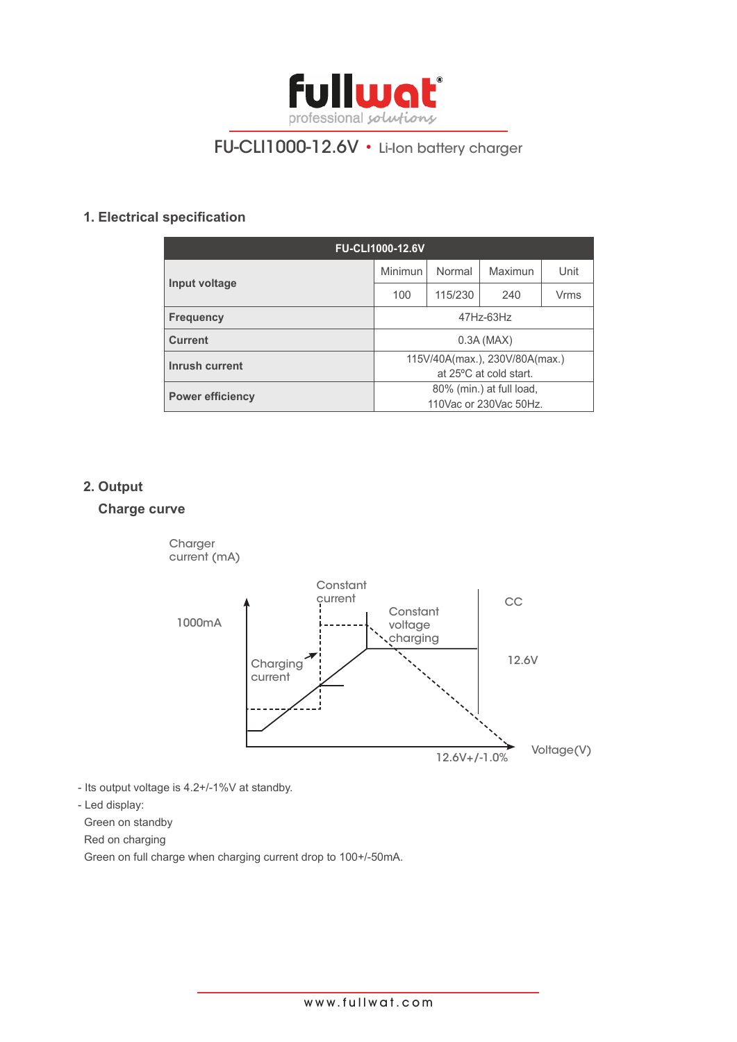# FU-CLI1000-12.6V • Li-Ion battery charger

## 1. Electrical specification

| FU-CLI1000-12.6V | | | | |
|---|---|---|---|---|
| **Input voltage** | Minimun | Normal | Maximun | Unit |
| | 100 | 115/230 | 240 | Vrms |
| **Frequency** | 47Hz-63Hz | | | |
| **Current** | 0.3A (MAX) | | | |
| **Inrush current** | 115V/40A(max.), 230V/80A(max.) at 25ºC at cold start. | | | |
| **Power efficiency** | 80% (min.) at full load, 110Vac or 230Vac 50Hz. | | | |

## 2. Output

### Charge curve

Charger current (mA)

1000mA

Constant current

Constant voltage charging

CC

12.6V

Charging current

Voltage(V)

12.6V+/-1.0%

- Its output voltage is 4.2+/-1%V at standby.
- Led display:

  Green on standby

  Red on charging

  Green on full charge when charging current drop to 100+/-50mA.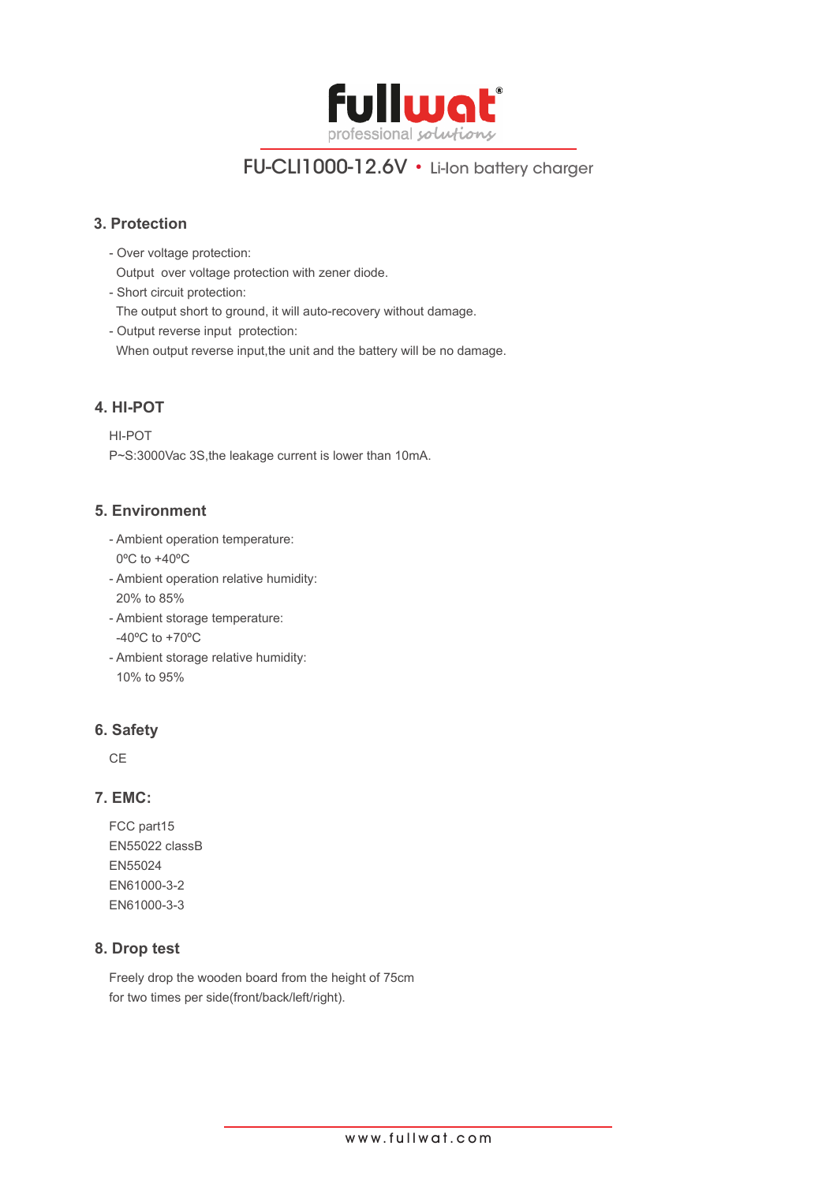## 3. Protection

- Over voltage protection:
  Output over voltage protection with zener diode.
- Short circuit protection:
  The output short to ground, it will auto-recovery without damage.
- Output reverse input protection:
  When output reverse input,the unit and the battery will be no damage.

## 4. HI-POT

HI-POT
P~S:3000Vac 3S,the leakage current is lower than 10mA.

## 5. Environment

- Ambient operation temperature:
  0ºC to +40ºC
- Ambient operation relative humidity:
  20% to 85%
- Ambient storage temperature:
  -40ºC to +70ºC
- Ambient storage relative humidity:
  10% to 95%

## 6. Safety

CE

## 7. EMC:

FCC part15
EN55022 classB
EN55024
EN61000-3-2
EN61000-3-3

## 8. Drop test

Freely drop the wooden board from the height of 75cm
for two times per side(front/back/left/right).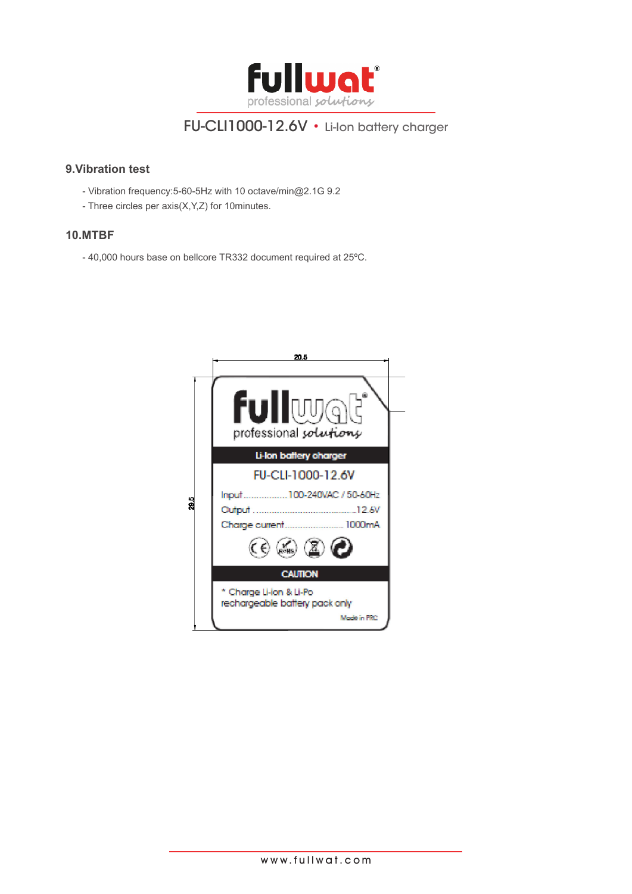fullwat
professional solutions

FU-CLI1000-12.6V • Li-Ion battery charger

### 9.Vibration test

- Vibration frequency:5-60-5Hz with 10 octave/min@2.1G 9.2
- Three circles per axis(X,Y,Z) for 10minutes.

### 10.MTBF

- 40,000 hours base on bellcore TR332 document required at 25ºC.

20.5

29.5

fullwat
professional solutions

Li-Ion battery charger

FU-CLI-1000-12.6V

Input.................100-240VAC / 50-60Hz
Output ..........................................12.6V
Charge current.......................1000mA

CAUTION

* Charge Li-Ion & Li-Po rechargeable battery pack only

Made in PRC